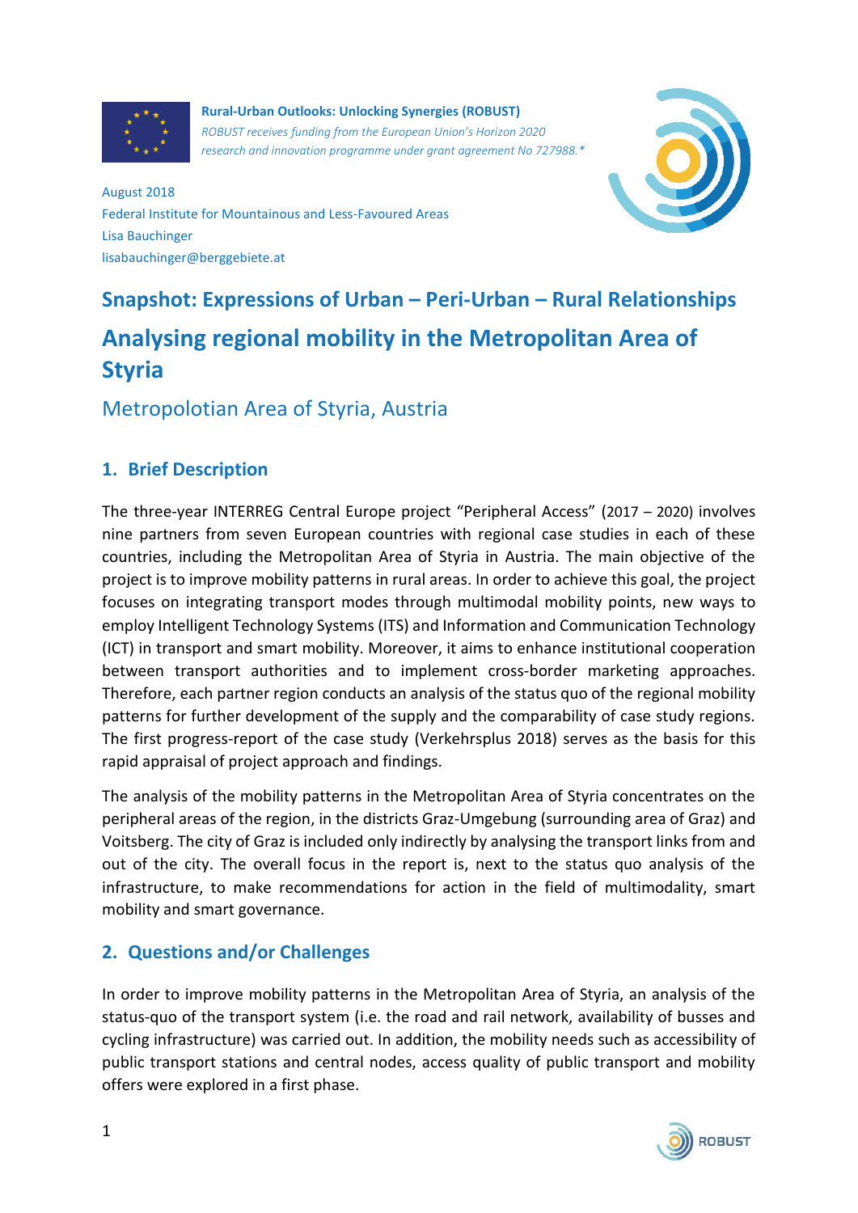**Rural-Urban Outlooks: Unlocking Synergies (ROBUST)**

*ROBUST receives funding from the European Union's Horizon 2020 research and innovation programme under grant agreement No 727988.**

August 2018
Federal Institute for Mountainous and Less-Favoured Areas
Lisa Bauchinger
lisabauchinger@berggebiete.at

# Snapshot: Expressions of Urban – Peri-Urban – Rural Relationships

# Analysing regional mobility in the Metropolitan Area of Styria

## Metropolotian Area of Styria, Austria

## 1. Brief Description

The three-year INTERREG Central Europe project "Peripheral Access" (2017 – 2020) involves nine partners from seven European countries with regional case studies in each of these countries, including the Metropolitan Area of Styria in Austria. The main objective of the project is to improve mobility patterns in rural areas. In order to achieve this goal, the project focuses on integrating transport modes through multimodal mobility points, new ways to employ Intelligent Technology Systems (ITS) and Information and Communication Technology (ICT) in transport and smart mobility. Moreover, it aims to enhance institutional cooperation between transport authorities and to implement cross-border marketing approaches. Therefore, each partner region conducts an analysis of the status quo of the regional mobility patterns for further development of the supply and the comparability of case study regions. The first progress-report of the case study (Verkehrsplus 2018) serves as the basis for this rapid appraisal of project approach and findings.

The analysis of the mobility patterns in the Metropolitan Area of Styria concentrates on the peripheral areas of the region, in the districts Graz-Umgebung (surrounding area of Graz) and Voitsberg. The city of Graz is included only indirectly by analysing the transport links from and out of the city. The overall focus in the report is, next to the status quo analysis of the infrastructure, to make recommendations for action in the field of multimodality, smart mobility and smart governance.

## 2. Questions and/or Challenges

In order to improve mobility patterns in the Metropolitan Area of Styria, an analysis of the status-quo of the transport system (i.e. the road and rail network, availability of busses and cycling infrastructure) was carried out. In addition, the mobility needs such as accessibility of public transport stations and central nodes, access quality of public transport and mobility offers were explored in a first phase.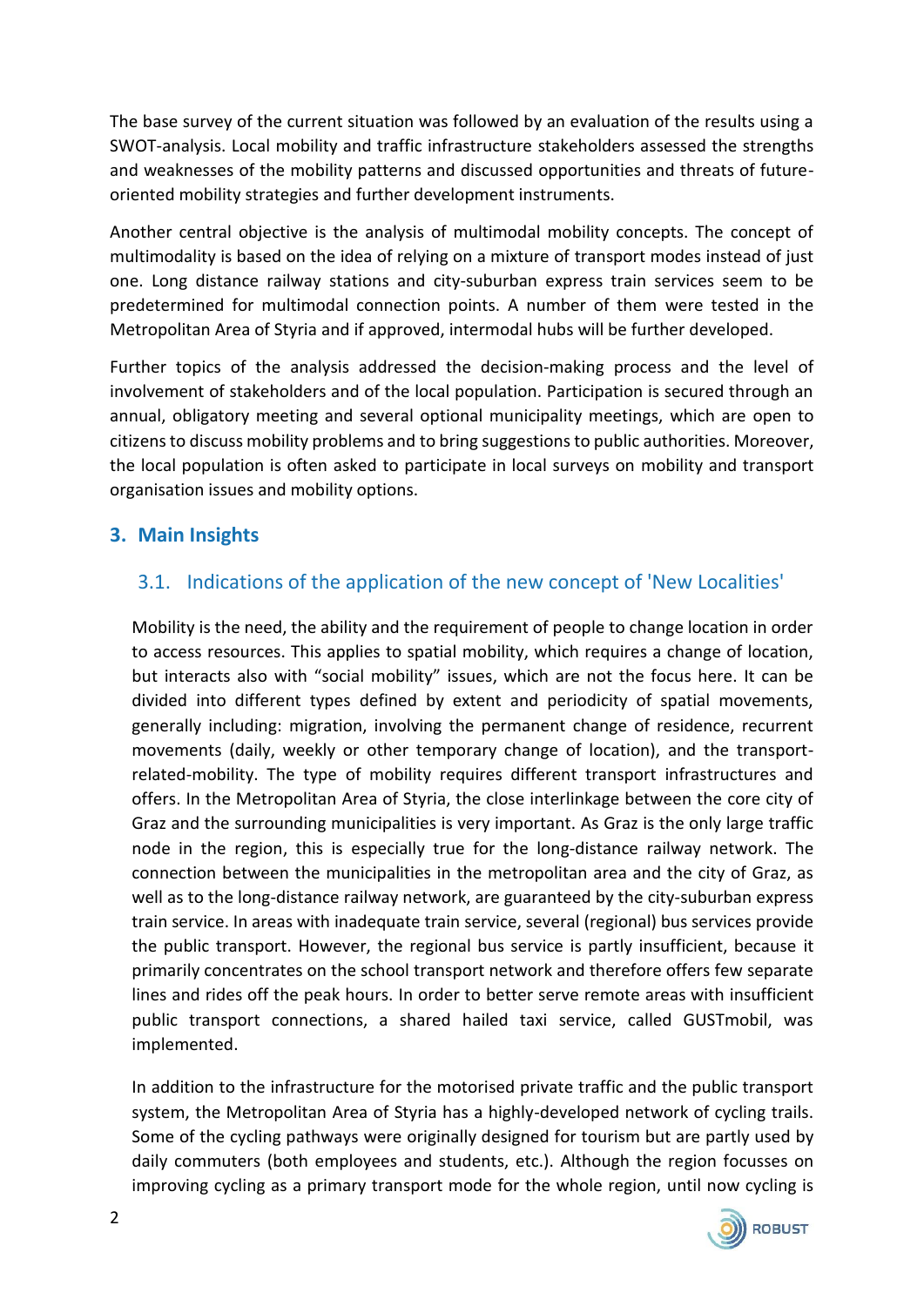The base survey of the current situation was followed by an evaluation of the results using a SWOT-analysis. Local mobility and traffic infrastructure stakeholders assessed the strengths and weaknesses of the mobility patterns and discussed opportunities and threats of future-oriented mobility strategies and further development instruments.

Another central objective is the analysis of multimodal mobility concepts. The concept of multimodality is based on the idea of relying on a mixture of transport modes instead of just one. Long distance railway stations and city-suburban express train services seem to be predetermined for multimodal connection points. A number of them were tested in the Metropolitan Area of Styria and if approved, intermodal hubs will be further developed.

Further topics of the analysis addressed the decision-making process and the level of involvement of stakeholders and of the local population. Participation is secured through an annual, obligatory meeting and several optional municipality meetings, which are open to citizens to discuss mobility problems and to bring suggestions to public authorities. Moreover, the local population is often asked to participate in local surveys on mobility and transport organisation issues and mobility options.

## 3. Main Insights

### 3.1. Indications of the application of the new concept of 'New Localities'

Mobility is the need, the ability and the requirement of people to change location in order to access resources. This applies to spatial mobility, which requires a change of location, but interacts also with "social mobility" issues, which are not the focus here. It can be divided into different types defined by extent and periodicity of spatial movements, generally including: migration, involving the permanent change of residence, recurrent movements (daily, weekly or other temporary change of location), and the transport-related-mobility. The type of mobility requires different transport infrastructures and offers. In the Metropolitan Area of Styria, the close interlinkage between the core city of Graz and the surrounding municipalities is very important. As Graz is the only large traffic node in the region, this is especially true for the long-distance railway network. The connection between the municipalities in the metropolitan area and the city of Graz, as well as to the long-distance railway network, are guaranteed by the city-suburban express train service. In areas with inadequate train service, several (regional) bus services provide the public transport. However, the regional bus service is partly insufficient, because it primarily concentrates on the school transport network and therefore offers few separate lines and rides off the peak hours. In order to better serve remote areas with insufficient public transport connections, a shared hailed taxi service, called GUSTmobil, was implemented.

In addition to the infrastructure for the motorised private traffic and the public transport system, the Metropolitan Area of Styria has a highly-developed network of cycling trails. Some of the cycling pathways were originally designed for tourism but are partly used by daily commuters (both employees and students, etc.). Although the region focusses on improving cycling as a primary transport mode for the whole region, until now cycling is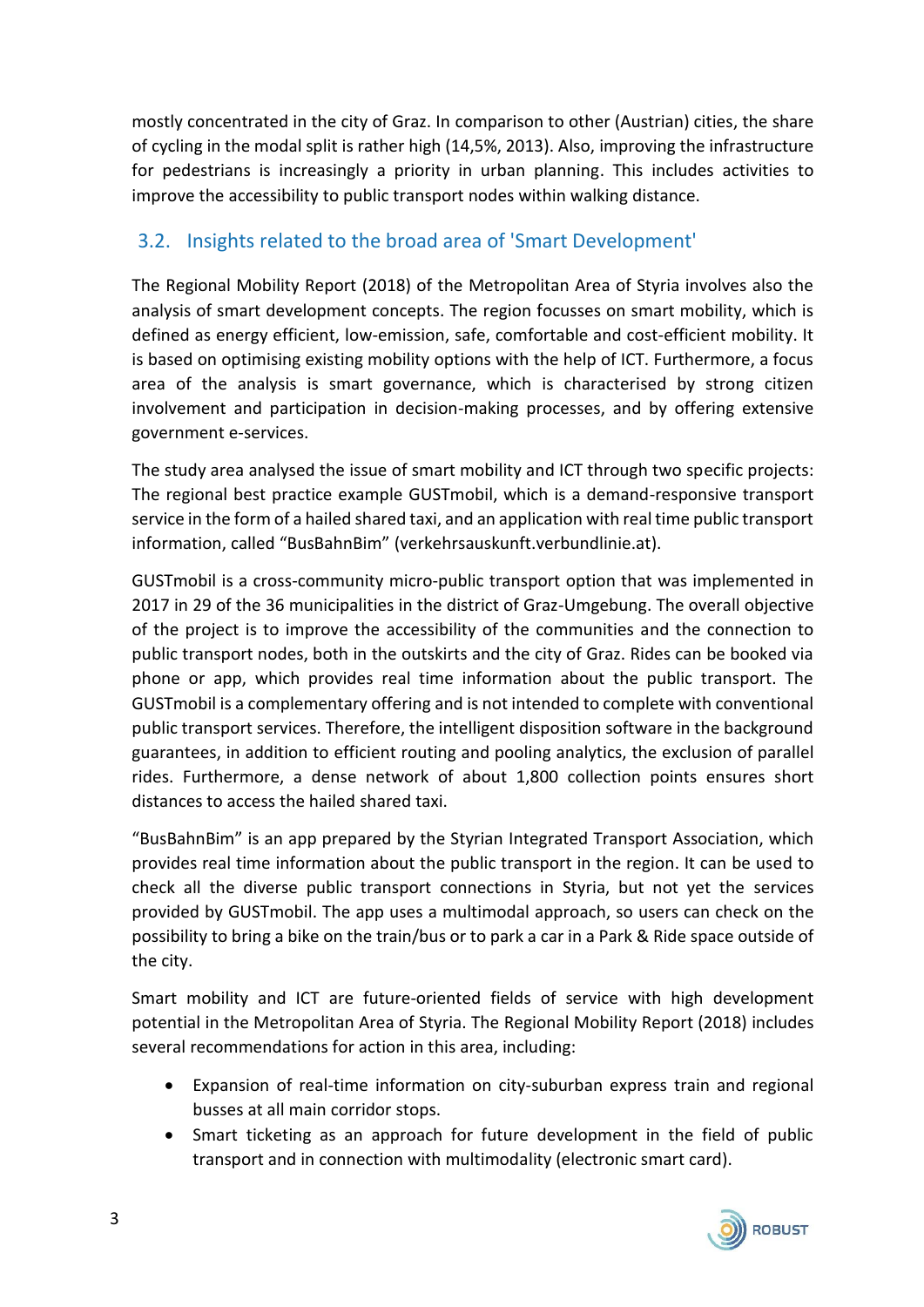mostly concentrated in the city of Graz. In comparison to other (Austrian) cities, the share of cycling in the modal split is rather high (14,5%, 2013). Also, improving the infrastructure for pedestrians is increasingly a priority in urban planning. This includes activities to improve the accessibility to public transport nodes within walking distance.

## 3.2. Insights related to the broad area of 'Smart Development'

The Regional Mobility Report (2018) of the Metropolitan Area of Styria involves also the analysis of smart development concepts. The region focusses on smart mobility, which is defined as energy efficient, low-emission, safe, comfortable and cost-efficient mobility. It is based on optimising existing mobility options with the help of ICT. Furthermore, a focus area of the analysis is smart governance, which is characterised by strong citizen involvement and participation in decision-making processes, and by offering extensive government e-services.

The study area analysed the issue of smart mobility and ICT through two specific projects: The regional best practice example GUSTmobil, which is a demand-responsive transport service in the form of a hailed shared taxi, and an application with real time public transport information, called "BusBahnBim" (verkehrsauskunft.verbundlinie.at).

GUSTmobil is a cross-community micro-public transport option that was implemented in 2017 in 29 of the 36 municipalities in the district of Graz-Umgebung. The overall objective of the project is to improve the accessibility of the communities and the connection to public transport nodes, both in the outskirts and the city of Graz. Rides can be booked via phone or app, which provides real time information about the public transport. The GUSTmobil is a complementary offering and is not intended to complete with conventional public transport services. Therefore, the intelligent disposition software in the background guarantees, in addition to efficient routing and pooling analytics, the exclusion of parallel rides. Furthermore, a dense network of about 1,800 collection points ensures short distances to access the hailed shared taxi.

"BusBahnBim" is an app prepared by the Styrian Integrated Transport Association, which provides real time information about the public transport in the region. It can be used to check all the diverse public transport connections in Styria, but not yet the services provided by GUSTmobil. The app uses a multimodal approach, so users can check on the possibility to bring a bike on the train/bus or to park a car in a Park & Ride space outside of the city.

Smart mobility and ICT are future-oriented fields of service with high development potential in the Metropolitan Area of Styria. The Regional Mobility Report (2018) includes several recommendations for action in this area, including:

- Expansion of real-time information on city-suburban express train and regional busses at all main corridor stops.
- Smart ticketing as an approach for future development in the field of public transport and in connection with multimodality (electronic smart card).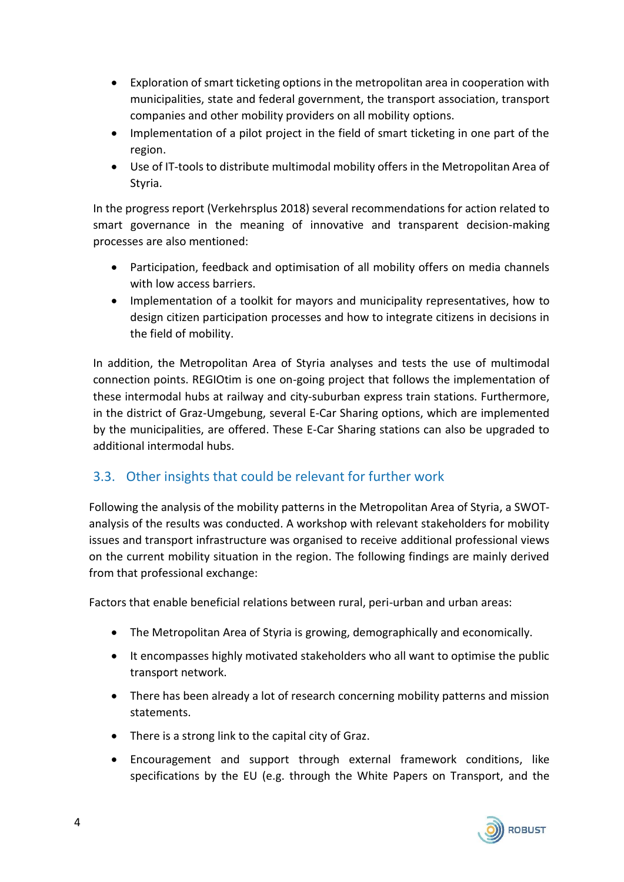- Exploration of smart ticketing options in the metropolitan area in cooperation with municipalities, state and federal government, the transport association, transport companies and other mobility providers on all mobility options.
- Implementation of a pilot project in the field of smart ticketing in one part of the region.
- Use of IT-tools to distribute multimodal mobility offers in the Metropolitan Area of Styria.

In the progress report (Verkehrsplus 2018) several recommendations for action related to smart governance in the meaning of innovative and transparent decision-making processes are also mentioned:

- Participation, feedback and optimisation of all mobility offers on media channels with low access barriers.
- Implementation of a toolkit for mayors and municipality representatives, how to design citizen participation processes and how to integrate citizens in decisions in the field of mobility.

In addition, the Metropolitan Area of Styria analyses and tests the use of multimodal connection points. REGIOtim is one on-going project that follows the implementation of these intermodal hubs at railway and city-suburban express train stations. Furthermore, in the district of Graz-Umgebung, several E-Car Sharing options, which are implemented by the municipalities, are offered. These E-Car Sharing stations can also be upgraded to additional intermodal hubs.

## 3.3. Other insights that could be relevant for further work

Following the analysis of the mobility patterns in the Metropolitan Area of Styria, a SWOT-analysis of the results was conducted. A workshop with relevant stakeholders for mobility issues and transport infrastructure was organised to receive additional professional views on the current mobility situation in the region. The following findings are mainly derived from that professional exchange:

Factors that enable beneficial relations between rural, peri-urban and urban areas:

- The Metropolitan Area of Styria is growing, demographically and economically.
- It encompasses highly motivated stakeholders who all want to optimise the public transport network.
- There has been already a lot of research concerning mobility patterns and mission statements.
- There is a strong link to the capital city of Graz.
- Encouragement and support through external framework conditions, like specifications by the EU (e.g. through the White Papers on Transport, and the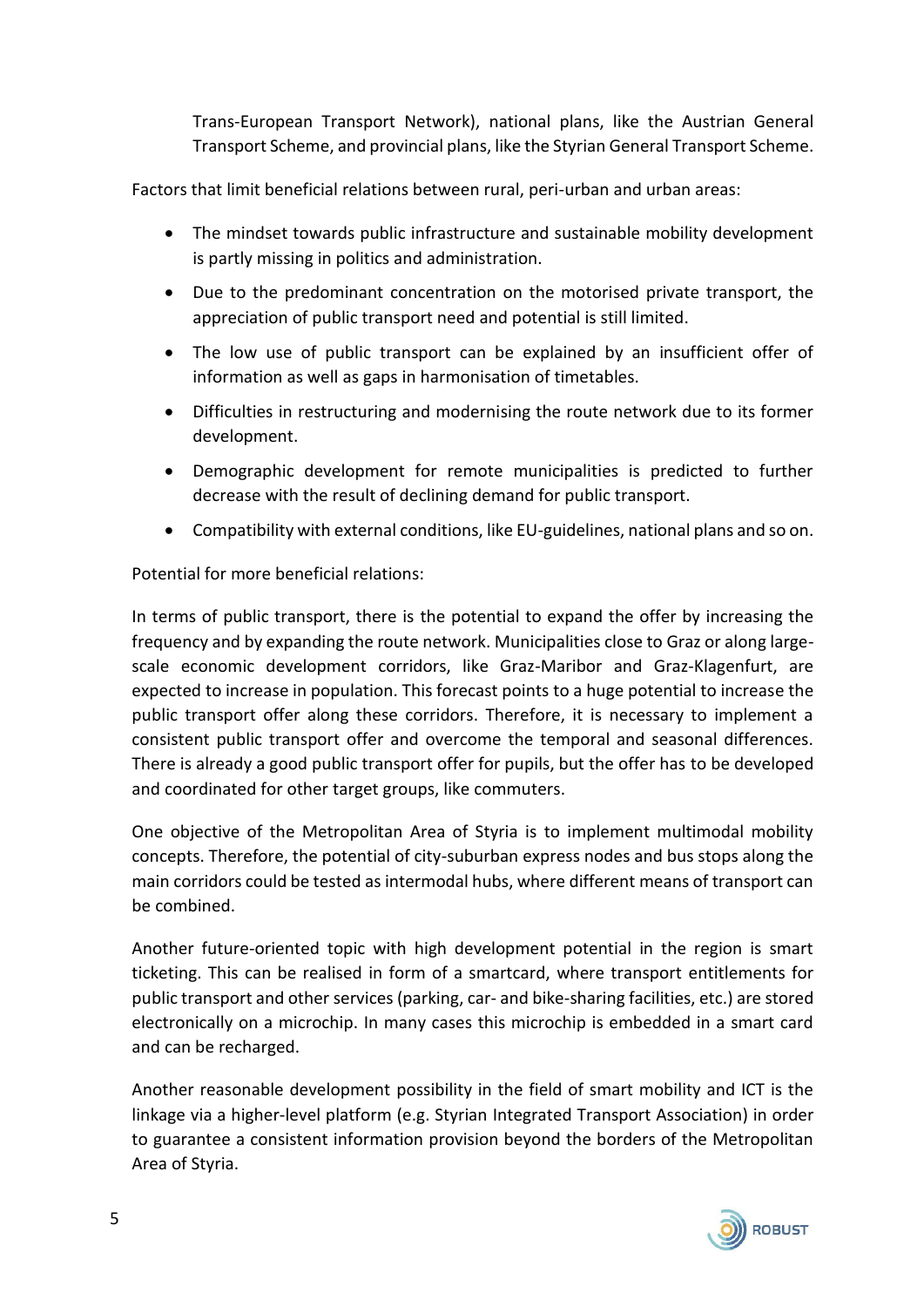Trans-European Transport Network), national plans, like the Austrian General Transport Scheme, and provincial plans, like the Styrian General Transport Scheme.

Factors that limit beneficial relations between rural, peri-urban and urban areas:

- The mindset towards public infrastructure and sustainable mobility development is partly missing in politics and administration.
- Due to the predominant concentration on the motorised private transport, the appreciation of public transport need and potential is still limited.
- The low use of public transport can be explained by an insufficient offer of information as well as gaps in harmonisation of timetables.
- Difficulties in restructuring and modernising the route network due to its former development.
- Demographic development for remote municipalities is predicted to further decrease with the result of declining demand for public transport.
- Compatibility with external conditions, like EU-guidelines, national plans and so on.

Potential for more beneficial relations:

In terms of public transport, there is the potential to expand the offer by increasing the frequency and by expanding the route network. Municipalities close to Graz or along large-scale economic development corridors, like Graz-Maribor and Graz-Klagenfurt, are expected to increase in population. This forecast points to a huge potential to increase the public transport offer along these corridors. Therefore, it is necessary to implement a consistent public transport offer and overcome the temporal and seasonal differences. There is already a good public transport offer for pupils, but the offer has to be developed and coordinated for other target groups, like commuters.

One objective of the Metropolitan Area of Styria is to implement multimodal mobility concepts. Therefore, the potential of city-suburban express nodes and bus stops along the main corridors could be tested as intermodal hubs, where different means of transport can be combined.

Another future-oriented topic with high development potential in the region is smart ticketing. This can be realised in form of a smartcard, where transport entitlements for public transport and other services (parking, car- and bike-sharing facilities, etc.) are stored electronically on a microchip. In many cases this microchip is embedded in a smart card and can be recharged.

Another reasonable development possibility in the field of smart mobility and ICT is the linkage via a higher-level platform (e.g. Styrian Integrated Transport Association) in order to guarantee a consistent information provision beyond the borders of the Metropolitan Area of Styria.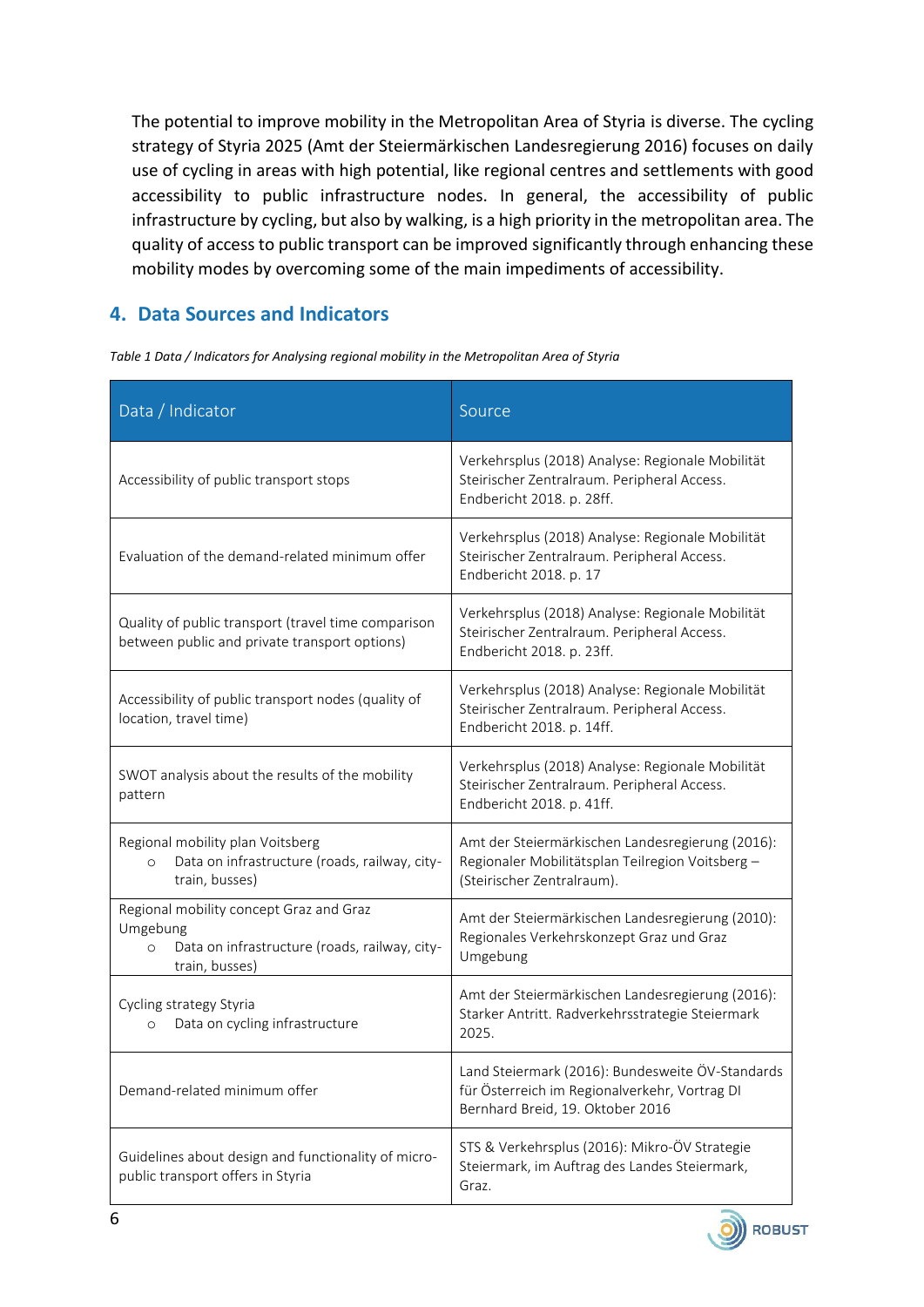The potential to improve mobility in the Metropolitan Area of Styria is diverse. The cycling strategy of Styria 2025 (Amt der Steiermärkischen Landesregierung 2016) focuses on daily use of cycling in areas with high potential, like regional centres and settlements with good accessibility to public infrastructure nodes. In general, the accessibility of public infrastructure by cycling, but also by walking, is a high priority in the metropolitan area. The quality of access to public transport can be improved significantly through enhancing these mobility modes by overcoming some of the main impediments of accessibility.

## 4. Data Sources and Indicators

*Table 1 Data / Indicators for Analysing regional mobility in the Metropolitan Area of Styria*

| Data / Indicator | Source |
|---|---|
| Accessibility of public transport stops | Verkehrsplus (2018) Analyse: Regionale Mobilität Steirischer Zentralraum. Peripheral Access. Endbericht 2018. p. 28ff. |
| Evaluation of the demand-related minimum offer | Verkehrsplus (2018) Analyse: Regionale Mobilität Steirischer Zentralraum. Peripheral Access. Endbericht 2018. p. 17 |
| Quality of public transport (travel time comparison between public and private transport options) | Verkehrsplus (2018) Analyse: Regionale Mobilität Steirischer Zentralraum. Peripheral Access. Endbericht 2018. p. 23ff. |
| Accessibility of public transport nodes (quality of location, travel time) | Verkehrsplus (2018) Analyse: Regionale Mobilität Steirischer Zentralraum. Peripheral Access. Endbericht 2018. p. 14ff. |
| SWOT analysis about the results of the mobility pattern | Verkehrsplus (2018) Analyse: Regionale Mobilität Steirischer Zentralraum. Peripheral Access. Endbericht 2018. p. 41ff. |
| Regional mobility plan Voitsberg<br>○ Data on infrastructure (roads, railway, city-train, busses) | Amt der Steiermärkischen Landesregierung (2016): Regionaler Mobilitätsplan Teilregion Voitsberg – (Steirischer Zentralraum). |
| Regional mobility concept Graz and Graz Umgebung<br>○ Data on infrastructure (roads, railway, city-train, busses) | Amt der Steiermärkischen Landesregierung (2010): Regionales Verkehrskonzept Graz und Graz Umgebung |
| Cycling strategy Styria<br>○ Data on cycling infrastructure | Amt der Steiermärkischen Landesregierung (2016): Starker Antritt. Radverkehrsstrategie Steiermark 2025. |
| Demand-related minimum offer | Land Steiermark (2016): Bundesweite ÖV-Standards für Österreich im Regionalverkehr, Vortrag DI Bernhard Breid, 19. Oktober 2016 |
| Guidelines about design and functionality of micro-public transport offers in Styria | STS & Verkehrsplus (2016): Mikro-ÖV Strategie Steiermark, im Auftrag des Landes Steiermark, Graz. |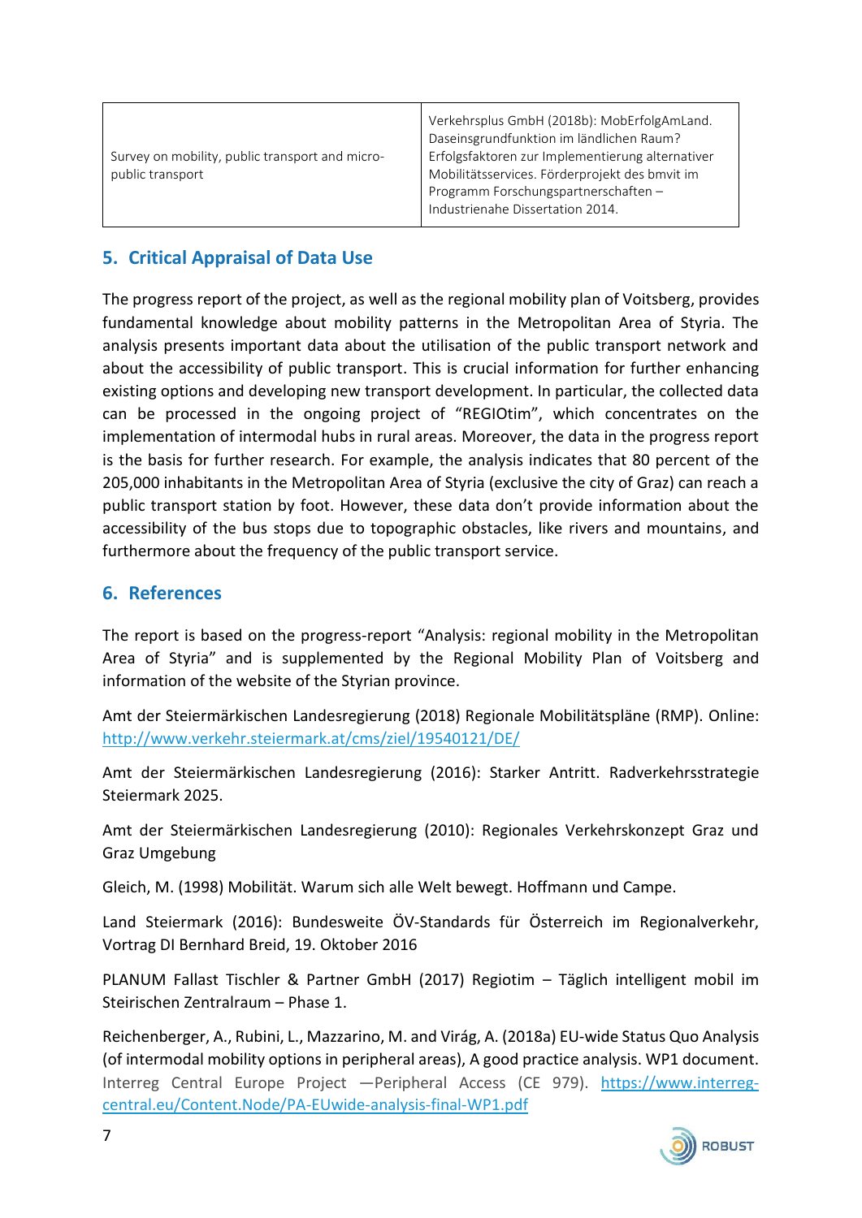| Survey on mobility, public transport and micro-public transport | Verkehrsplus GmbH (2018b): MobErfolgAmLand. Daseinsgrundfunktion im ländlichen Raum? Erfolgsfaktoren zur Implementierung alternativer Mobilitätsservices. Förderprojekt des bmvit im Programm Forschungspartnerschaften – Industrienahe Dissertation 2014. |
|---|---|

## 5. Critical Appraisal of Data Use

The progress report of the project, as well as the regional mobility plan of Voitsberg, provides fundamental knowledge about mobility patterns in the Metropolitan Area of Styria. The analysis presents important data about the utilisation of the public transport network and about the accessibility of public transport. This is crucial information for further enhancing existing options and developing new transport development. In particular, the collected data can be processed in the ongoing project of "REGIOtim", which concentrates on the implementation of intermodal hubs in rural areas. Moreover, the data in the progress report is the basis for further research. For example, the analysis indicates that 80 percent of the 205,000 inhabitants in the Metropolitan Area of Styria (exclusive the city of Graz) can reach a public transport station by foot. However, these data don't provide information about the accessibility of the bus stops due to topographic obstacles, like rivers and mountains, and furthermore about the frequency of the public transport service.

## 6. References

The report is based on the progress-report "Analysis: regional mobility in the Metropolitan Area of Styria" and is supplemented by the Regional Mobility Plan of Voitsberg and information of the website of the Styrian province.

Amt der Steiermärkischen Landesregierung (2018) Regionale Mobilitätspläne (RMP). Online: http://www.verkehr.steiermark.at/cms/ziel/19540121/DE/

Amt der Steiermärkischen Landesregierung (2016): Starker Antritt. Radverkehrsstrategie Steiermark 2025.

Amt der Steiermärkischen Landesregierung (2010): Regionales Verkehrskonzept Graz und Graz Umgebung

Gleich, M. (1998) Mobilität. Warum sich alle Welt bewegt. Hoffmann und Campe.

Land Steiermark (2016): Bundesweite ÖV-Standards für Österreich im Regionalverkehr, Vortrag DI Bernhard Breid, 19. Oktober 2016

PLANUM Fallast Tischler & Partner GmbH (2017) Regiotim – Täglich intelligent mobil im Steirischen Zentralraum – Phase 1.

Reichenberger, A., Rubini, L., Mazzarino, M. and Virág, A. (2018a) EU-wide Status Quo Analysis (of intermodal mobility options in peripheral areas), A good practice analysis. WP1 document. Interreg Central Europe Project —Peripheral Access (CE 979). https://www.interreg-central.eu/Content.Node/PA-EUwide-analysis-final-WP1.pdf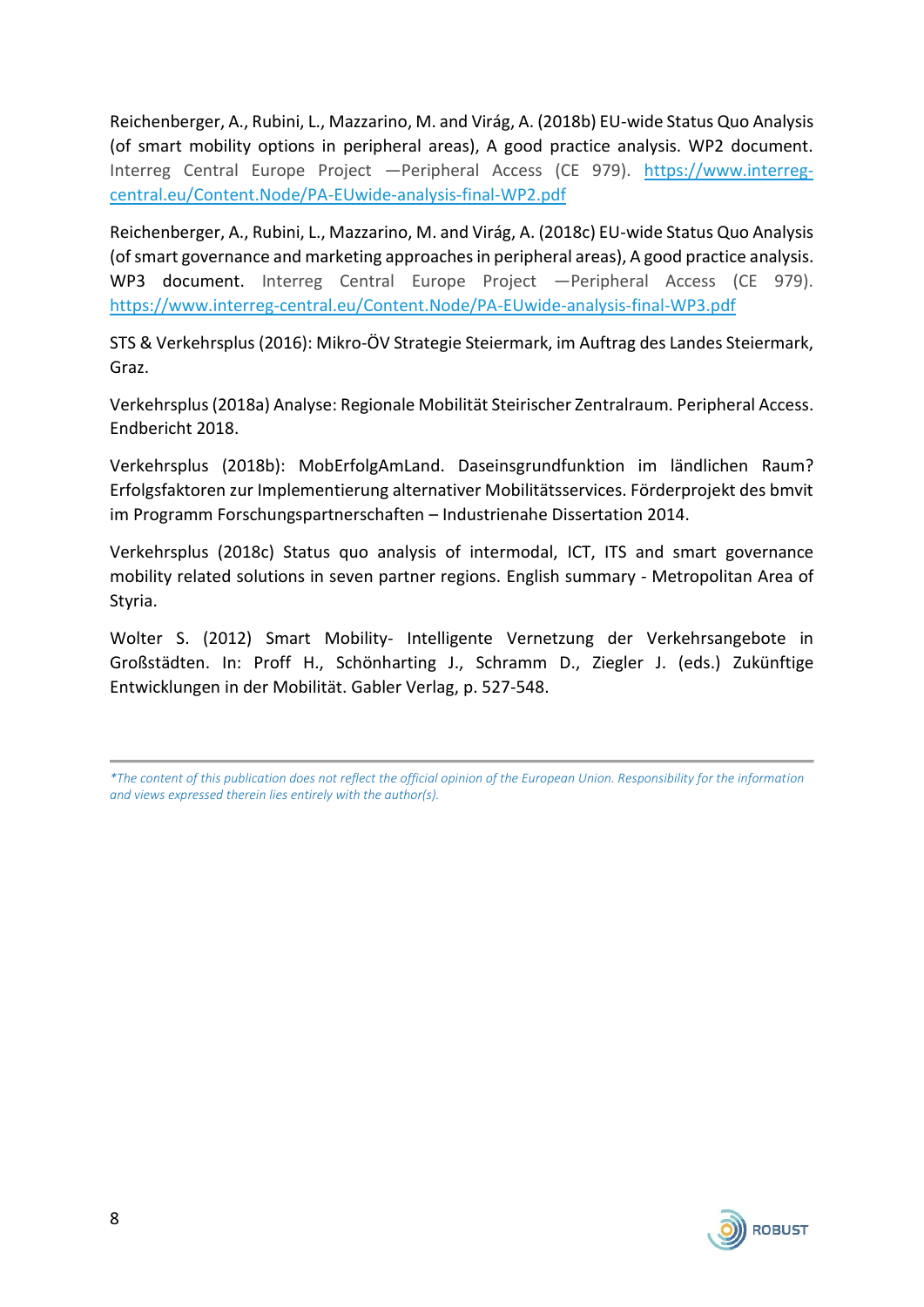Reichenberger, A., Rubini, L., Mazzarino, M. and Virág, A. (2018b) EU-wide Status Quo Analysis (of smart mobility options in peripheral areas), A good practice analysis. WP2 document. Interreg Central Europe Project —Peripheral Access (CE 979). [https://www.interreg-central.eu/Content.Node/PA-EUwide-analysis-final-WP2.pdf](https://www.interreg-central.eu/Content.Node/PA-EUwide-analysis-final-WP2.pdf)

Reichenberger, A., Rubini, L., Mazzarino, M. and Virág, A. (2018c) EU-wide Status Quo Analysis (of smart governance and marketing approaches in peripheral areas), A good practice analysis. WP3 document. Interreg Central Europe Project —Peripheral Access (CE 979). [https://www.interreg-central.eu/Content.Node/PA-EUwide-analysis-final-WP3.pdf](https://www.interreg-central.eu/Content.Node/PA-EUwide-analysis-final-WP3.pdf)

STS & Verkehrsplus (2016): Mikro-ÖV Strategie Steiermark, im Auftrag des Landes Steiermark, Graz.

Verkehrsplus (2018a) Analyse: Regionale Mobilität Steirischer Zentralraum. Peripheral Access. Endbericht 2018.

Verkehrsplus (2018b): MobErfolgAmLand. Daseinsgrundfunktion im ländlichen Raum? Erfolgsfaktoren zur Implementierung alternativer Mobilitätsservices. Förderprojekt des bmvit im Programm Forschungspartnerschaften – Industrienahe Dissertation 2014.

Verkehrsplus (2018c) Status quo analysis of intermodal, ICT, ITS and smart governance mobility related solutions in seven partner regions. English summary - Metropolitan Area of Styria.

Wolter S. (2012) Smart Mobility- Intelligente Vernetzung der Verkehrsangebote in Großstädten. In: Proff H., Schönharting J., Schramm D., Ziegler J. (eds.) Zukünftige Entwicklungen in der Mobilität. Gabler Verlag, p. 527-548.

---

*\*The content of this publication does not reflect the official opinion of the European Union. Responsibility for the information and views expressed therein lies entirely with the author(s).*